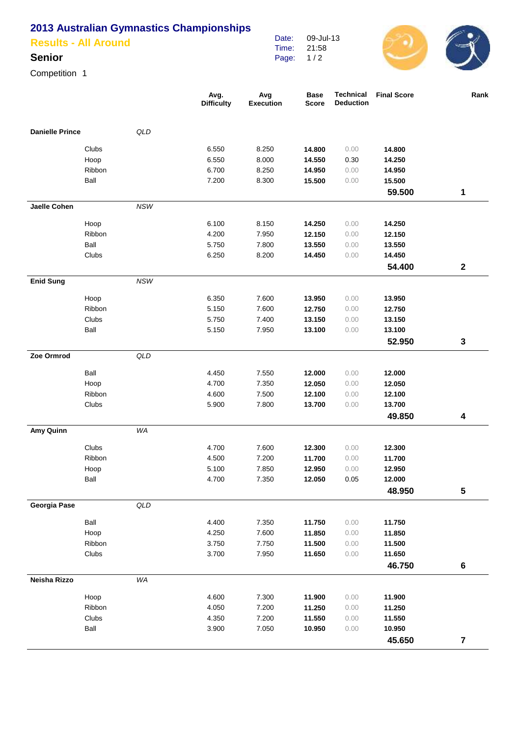# 2013 Australian Gymnastics Championships

## Results - All Around

### Senior

Competition 1

Date: 09-Jul-13
Time: 21:58

| Gymnast | State | Apparatus | Avg. Difficulty | Avg Execution | Base Score | Technical Deduction | Final Score | Rank |
|---|---|---|---|---|---|---|---|---|
| **Danielle Prince** | *QLD* | | | | | | | |
| | | Clubs | 6.550 | 8.250 | **14.800** | 0.00 | **14.800** | |
| | | Hoop | 6.550 | 8.000 | **14.550** | 0.30 | **14.250** | |
| | | Ribbon | 6.700 | 8.250 | **14.950** | 0.00 | **14.950** | |
| | | Ball | 7.200 | 8.300 | **15.500** | 0.00 | **15.500** | |
| | | | | | | | **59.500** | **1** |
| **Jaelle Cohen** | *NSW* | | | | | | | |
| | | Hoop | 6.100 | 8.150 | **14.250** | 0.00 | **14.250** | |
| | | Ribbon | 4.200 | 7.950 | **12.150** | 0.00 | **12.150** | |
| | | Ball | 5.750 | 7.800 | **13.550** | 0.00 | **13.550** | |
| | | Clubs | 6.250 | 8.200 | **14.450** | 0.00 | **14.450** | |
| | | | | | | | **54.400** | **2** |
| **Enid Sung** | *NSW* | | | | | | | |
| | | Hoop | 6.350 | 7.600 | **13.950** | 0.00 | **13.950** | |
| | | Ribbon | 5.150 | 7.600 | **12.750** | 0.00 | **12.750** | |
| | | Clubs | 5.750 | 7.400 | **13.150** | 0.00 | **13.150** | |
| | | Ball | 5.150 | 7.950 | **13.100** | 0.00 | **13.100** | |
| | | | | | | | **52.950** | **3** |
| **Zoe Ormrod** | *QLD* | | | | | | | |
| | | Ball | 4.450 | 7.550 | **12.000** | 0.00 | **12.000** | |
| | | Hoop | 4.700 | 7.350 | **12.050** | 0.00 | **12.050** | |
| | | Ribbon | 4.600 | 7.500 | **12.100** | 0.00 | **12.100** | |
| | | Clubs | 5.900 | 7.800 | **13.700** | 0.00 | **13.700** | |
| | | | | | | | **49.850** | **4** |
| **Amy Quinn** | *WA* | | | | | | | |
| | | Clubs | 4.700 | 7.600 | **12.300** | 0.00 | **12.300** | |
| | | Ribbon | 4.500 | 7.200 | **11.700** | 0.00 | **11.700** | |
| | | Hoop | 5.100 | 7.850 | **12.950** | 0.00 | **12.950** | |
| | | Ball | 4.700 | 7.350 | **12.050** | 0.05 | **12.000** | |
| | | | | | | | **48.950** | **5** |
| **Georgia Pase** | *QLD* | | | | | | | |
| | | Ball | 4.400 | 7.350 | **11.750** | 0.00 | **11.750** | |
| | | Hoop | 4.250 | 7.600 | **11.850** | 0.00 | **11.850** | |
| | | Ribbon | 3.750 | 7.750 | **11.500** | 0.00 | **11.500** | |
| | | Clubs | 3.700 | 7.950 | **11.650** | 0.00 | **11.650** | |
| | | | | | | | **46.750** | **6** |
| **Neisha Rizzo** | *WA* | | | | | | | |
| | | Hoop | 4.600 | 7.300 | **11.900** | 0.00 | **11.900** | |
| | | Ribbon | 4.050 | 7.200 | **11.250** | 0.00 | **11.250** | |
| | | Clubs | 4.350 | 7.200 | **11.550** | 0.00 | **11.550** | |
| | | Ball | 3.900 | 7.050 | **10.950** | 0.00 | **10.950** | |
| | | | | | | | **45.650** | **7** |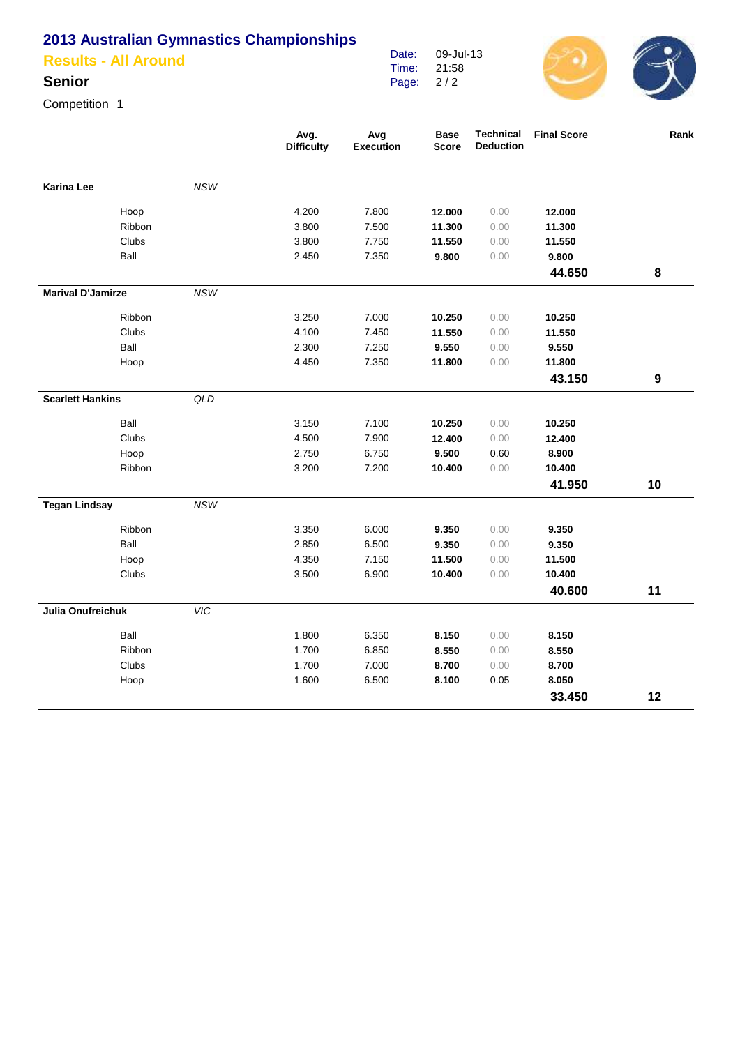# 2013 Australian Gymnastics Championships

## Results - All Around

### Senior

Competition 1

Date: 09-Jul-13
Time: 21:58

| | | | Avg. Difficulty | Avg Execution | Base Score | Technical Deduction | Final Score | Rank |
|---|---|---|---|---|---|---|---|---|
| **Karina Lee** | | *NSW* | | | | | | |
| | Hoop | | 4.200 | 7.800 | **12.000** | 0.00 | **12.000** | |
| | Ribbon | | 3.800 | 7.500 | **11.300** | 0.00 | **11.300** | |
| | Clubs | | 3.800 | 7.750 | **11.550** | 0.00 | **11.550** | |
| | Ball | | 2.450 | 7.350 | **9.800** | 0.00 | **9.800** | |
| | | | | | | | **44.650** | **8** |
| **Marival D'Jamirze** | | *NSW* | | | | | | |
| | Ribbon | | 3.250 | 7.000 | **10.250** | 0.00 | **10.250** | |
| | Clubs | | 4.100 | 7.450 | **11.550** | 0.00 | **11.550** | |
| | Ball | | 2.300 | 7.250 | **9.550** | 0.00 | **9.550** | |
| | Hoop | | 4.450 | 7.350 | **11.800** | 0.00 | **11.800** | |
| | | | | | | | **43.150** | **9** |
| **Scarlett Hankins** | | *QLD* | | | | | | |
| | Ball | | 3.150 | 7.100 | **10.250** | 0.00 | **10.250** | |
| | Clubs | | 4.500 | 7.900 | **12.400** | 0.00 | **12.400** | |
| | Hoop | | 2.750 | 6.750 | **9.500** | 0.60 | **8.900** | |
| | Ribbon | | 3.200 | 7.200 | **10.400** | 0.00 | **10.400** | |
| | | | | | | | **41.950** | **10** |
| **Tegan Lindsay** | | *NSW* | | | | | | |
| | Ribbon | | 3.350 | 6.000 | **9.350** | 0.00 | **9.350** | |
| | Ball | | 2.850 | 6.500 | **9.350** | 0.00 | **9.350** | |
| | Hoop | | 4.350 | 7.150 | **11.500** | 0.00 | **11.500** | |
| | Clubs | | 3.500 | 6.900 | **10.400** | 0.00 | **10.400** | |
| | | | | | | | **40.600** | **11** |
| **Julia Onufreichuk** | | *VIC* | | | | | | |
| | Ball | | 1.800 | 6.350 | **8.150** | 0.00 | **8.150** | |
| | Ribbon | | 1.700 | 6.850 | **8.550** | 0.00 | **8.550** | |
| | Clubs | | 1.700 | 7.000 | **8.700** | 0.00 | **8.700** | |
| | Hoop | | 1.600 | 6.500 | **8.100** | 0.05 | **8.050** | |
| | | | | | | | **33.450** | **12** |